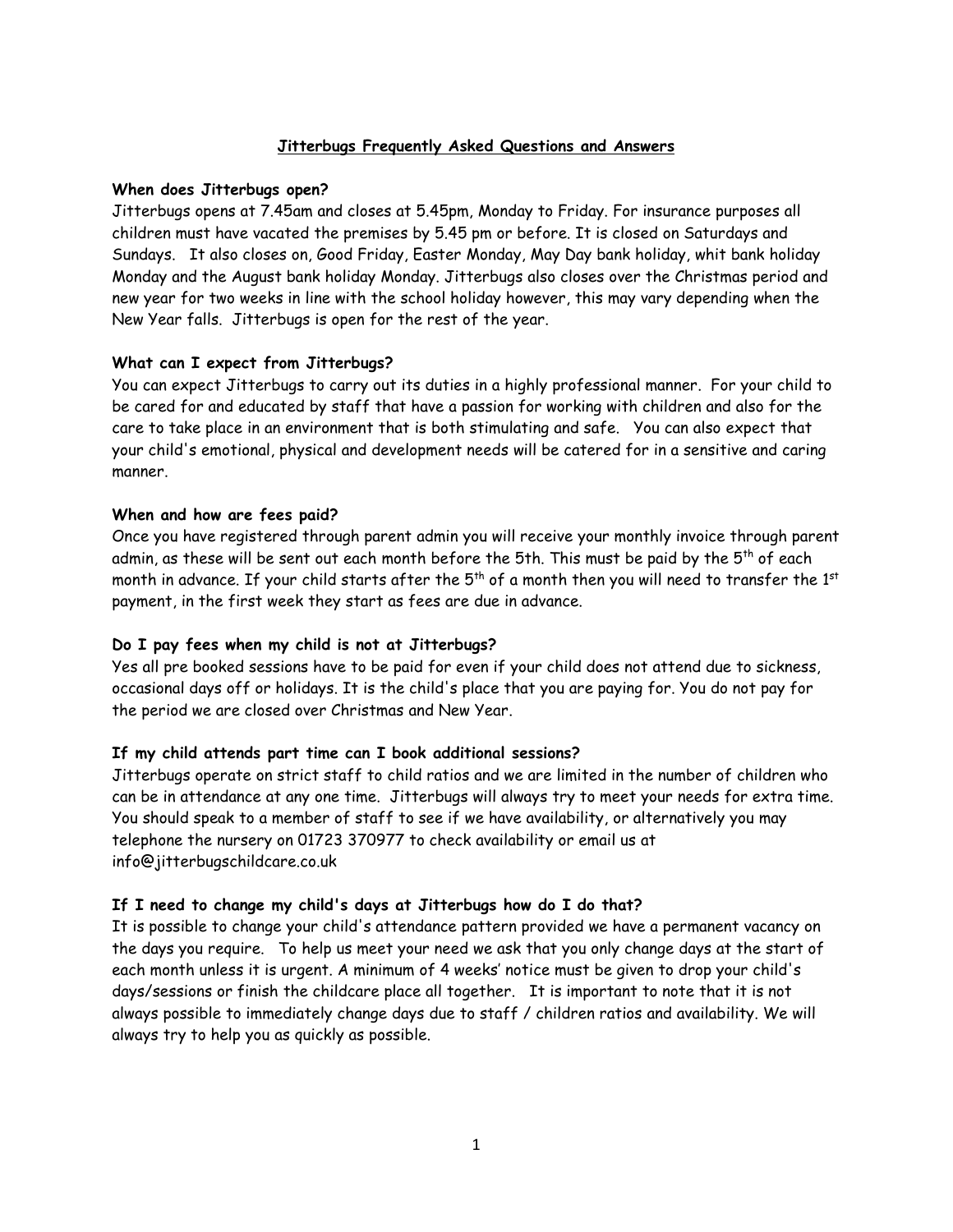# Jitterbugs Frequently Asked Questions and Answers

**When does Jitterbugs open?**

Jitterbugs opens at 7.45am and closes at 5.45pm, Monday to Friday. For insurance purposes all children must have vacated the premises by 5.45 pm or before. It is closed on Saturdays and Sundays. It also closes on, Good Friday, Easter Monday, May Day bank holiday, whit bank holiday Monday and the August bank holiday Monday. Jitterbugs also closes over the Christmas period and new year for two weeks in line with the school holiday however, this may vary depending when the New Year falls. Jitterbugs is open for the rest of the year.

**What can I expect from Jitterbugs?**

You can expect Jitterbugs to carry out its duties in a highly professional manner. For your child to be cared for and educated by staff that have a passion for working with children and also for the care to take place in an environment that is both stimulating and safe. You can also expect that your child's emotional, physical and development needs will be catered for in a sensitive and caring manner.

**When and how are fees paid?**

Once you have registered through parent admin you will receive your monthly invoice through parent admin, as these will be sent out each month before the 5th. This must be paid by the 5th of each month in advance. If your child starts after the 5th of a month then you will need to transfer the 1st payment, in the first week they start as fees are due in advance.

**Do I pay fees when my child is not at Jitterbugs?**

Yes all pre booked sessions have to be paid for even if your child does not attend due to sickness, occasional days off or holidays. It is the child's place that you are paying for. You do not pay for the period we are closed over Christmas and New Year.

**If my child attends part time can I book additional sessions?**

Jitterbugs operate on strict staff to child ratios and we are limited in the number of children who can be in attendance at any one time. Jitterbugs will always try to meet your needs for extra time. You should speak to a member of staff to see if we have availability, or alternatively you may telephone the nursery on 01723 370977 to check availability or email us at info@jitterbugschildcare.co.uk

**If I need to change my child's days at Jitterbugs how do I do that?**

It is possible to change your child's attendance pattern provided we have a permanent vacancy on the days you require. To help us meet your need we ask that you only change days at the start of each month unless it is urgent. A minimum of 4 weeks' notice must be given to drop your child's days/sessions or finish the childcare place all together. It is important to note that it is not always possible to immediately change days due to staff / children ratios and availability. We will always try to help you as quickly as possible.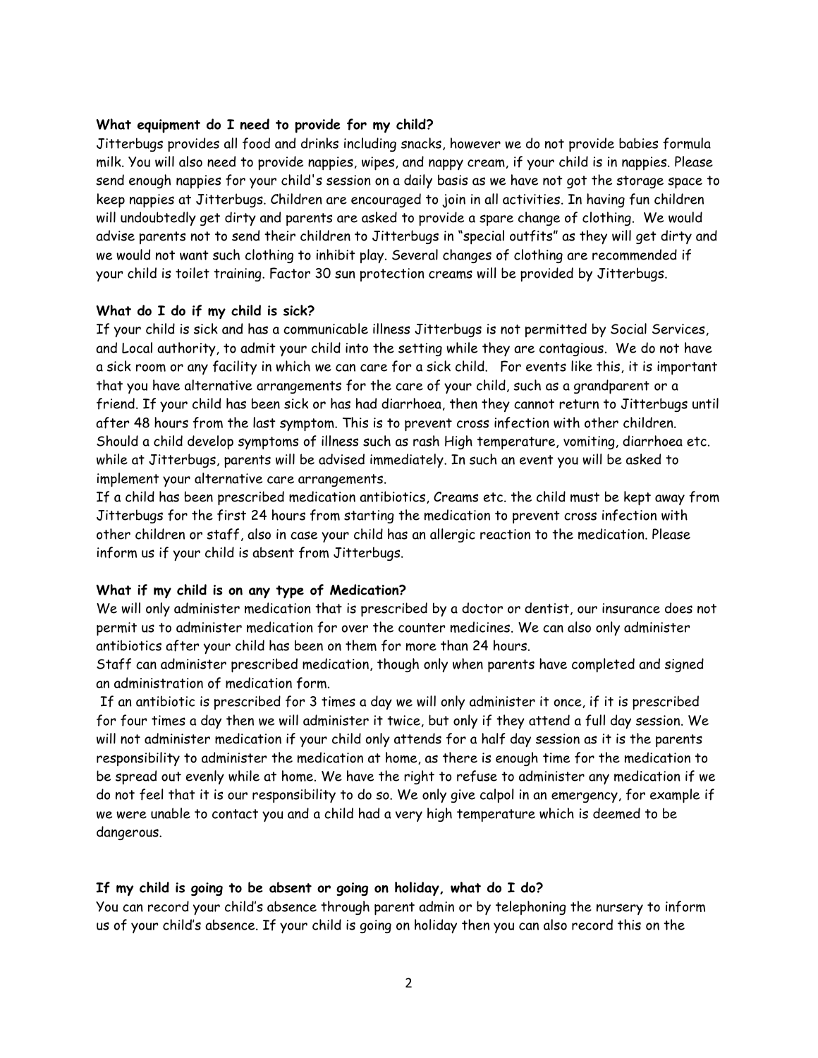**What equipment do I need to provide for my child?**

Jitterbugs provides all food and drinks including snacks, however we do not provide babies formula milk. You will also need to provide nappies, wipes, and nappy cream, if your child is in nappies. Please send enough nappies for your child's session on a daily basis as we have not got the storage space to keep nappies at Jitterbugs. Children are encouraged to join in all activities. In having fun children will undoubtedly get dirty and parents are asked to provide a spare change of clothing. We would advise parents not to send their children to Jitterbugs in "special outfits" as they will get dirty and we would not want such clothing to inhibit play. Several changes of clothing are recommended if your child is toilet training. Factor 30 sun protection creams will be provided by Jitterbugs.

**What do I do if my child is sick?**

If your child is sick and has a communicable illness Jitterbugs is not permitted by Social Services, and Local authority, to admit your child into the setting while they are contagious. We do not have a sick room or any facility in which we can care for a sick child. For events like this, it is important that you have alternative arrangements for the care of your child, such as a grandparent or a friend. If your child has been sick or has had diarrhoea, then they cannot return to Jitterbugs until after 48 hours from the last symptom. This is to prevent cross infection with other children. Should a child develop symptoms of illness such as rash High temperature, vomiting, diarrhoea etc. while at Jitterbugs, parents will be advised immediately. In such an event you will be asked to implement your alternative care arrangements.

If a child has been prescribed medication antibiotics, Creams etc. the child must be kept away from Jitterbugs for the first 24 hours from starting the medication to prevent cross infection with other children or staff, also in case your child has an allergic reaction to the medication. Please inform us if your child is absent from Jitterbugs.

**What if my child is on any type of Medication?**

We will only administer medication that is prescribed by a doctor or dentist, our insurance does not permit us to administer medication for over the counter medicines. We can also only administer antibiotics after your child has been on them for more than 24 hours.

Staff can administer prescribed medication, though only when parents have completed and signed an administration of medication form.

If an antibiotic is prescribed for 3 times a day we will only administer it once, if it is prescribed for four times a day then we will administer it twice, but only if they attend a full day session. We will not administer medication if your child only attends for a half day session as it is the parents responsibility to administer the medication at home, as there is enough time for the medication to be spread out evenly while at home. We have the right to refuse to administer any medication if we do not feel that it is our responsibility to do so. We only give calpol in an emergency, for example if we were unable to contact you and a child had a very high temperature which is deemed to be dangerous.

**If my child is going to be absent or going on holiday, what do I do?**

You can record your child's absence through parent admin or by telephoning the nursery to inform us of your child's absence. If your child is going on holiday then you can also record this on the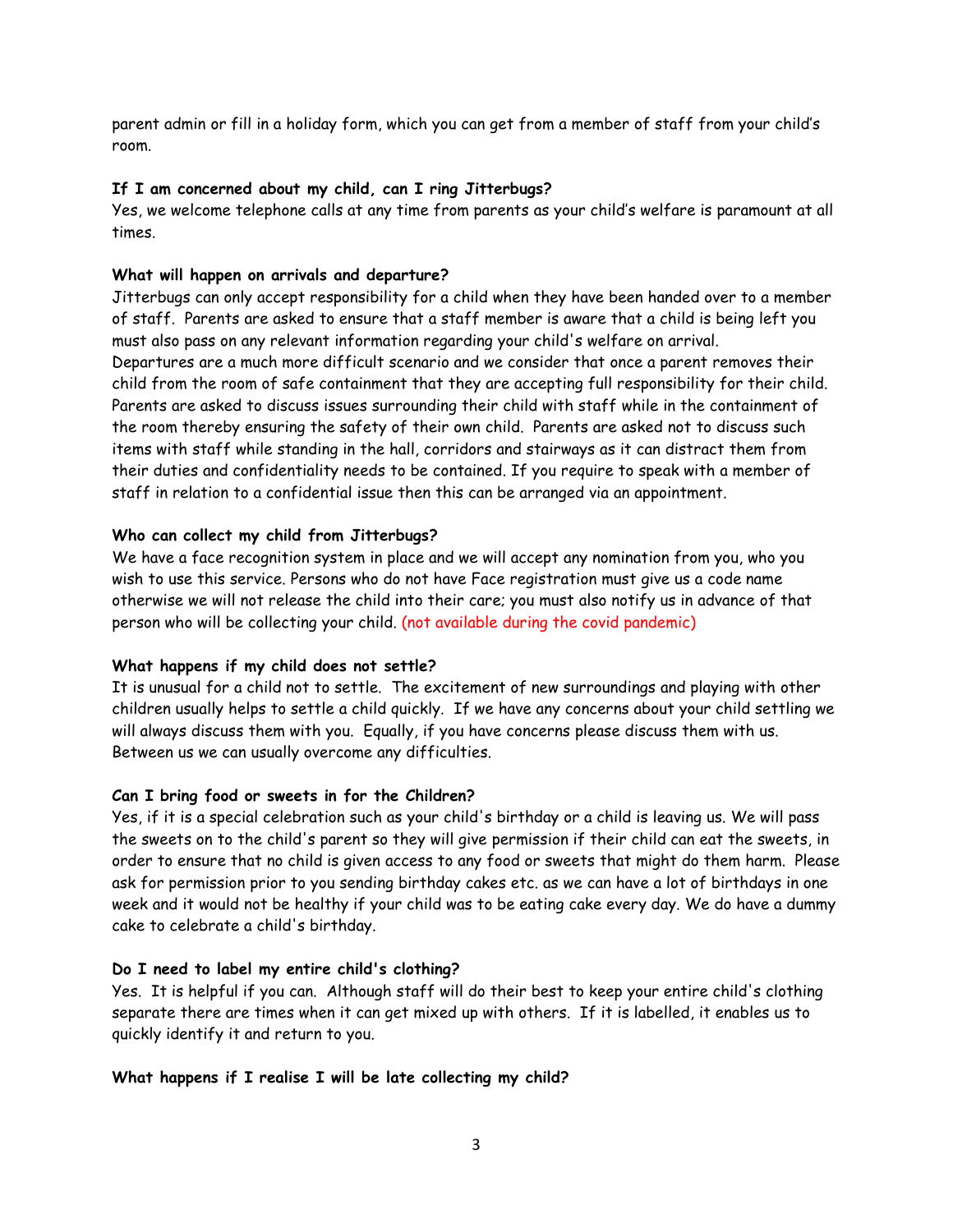parent admin or fill in a holiday form, which you can get from a member of staff from your child's room.

**If I am concerned about my child, can I ring Jitterbugs?**

Yes, we welcome telephone calls at any time from parents as your child's welfare is paramount at all times.

**What will happen on arrivals and departure?**

Jitterbugs can only accept responsibility for a child when they have been handed over to a member of staff. Parents are asked to ensure that a staff member is aware that a child is being left you must also pass on any relevant information regarding your child's welfare on arrival.
Departures are a much more difficult scenario and we consider that once a parent removes their child from the room of safe containment that they are accepting full responsibility for their child. Parents are asked to discuss issues surrounding their child with staff while in the containment of the room thereby ensuring the safety of their own child. Parents are asked not to discuss such items with staff while standing in the hall, corridors and stairways as it can distract them from their duties and confidentiality needs to be contained. If you require to speak with a member of staff in relation to a confidential issue then this can be arranged via an appointment.

**Who can collect my child from Jitterbugs?**

We have a face recognition system in place and we will accept any nomination from you, who you wish to use this service. Persons who do not have Face registration must give us a code name otherwise we will not release the child into their care; you must also notify us in advance of that person who will be collecting your child. (not available during the covid pandemic)

**What happens if my child does not settle?**

It is unusual for a child not to settle. The excitement of new surroundings and playing with other children usually helps to settle a child quickly. If we have any concerns about your child settling we will always discuss them with you. Equally, if you have concerns please discuss them with us. Between us we can usually overcome any difficulties.

**Can I bring food or sweets in for the Children?**

Yes, if it is a special celebration such as your child's birthday or a child is leaving us. We will pass the sweets on to the child's parent so they will give permission if their child can eat the sweets, in order to ensure that no child is given access to any food or sweets that might do them harm. Please ask for permission prior to you sending birthday cakes etc. as we can have a lot of birthdays in one week and it would not be healthy if your child was to be eating cake every day. We do have a dummy cake to celebrate a child's birthday.

**Do I need to label my entire child's clothing?**

Yes. It is helpful if you can. Although staff will do their best to keep your entire child's clothing separate there are times when it can get mixed up with others. If it is labelled, it enables us to quickly identify it and return to you.

**What happens if I realise I will be late collecting my child?**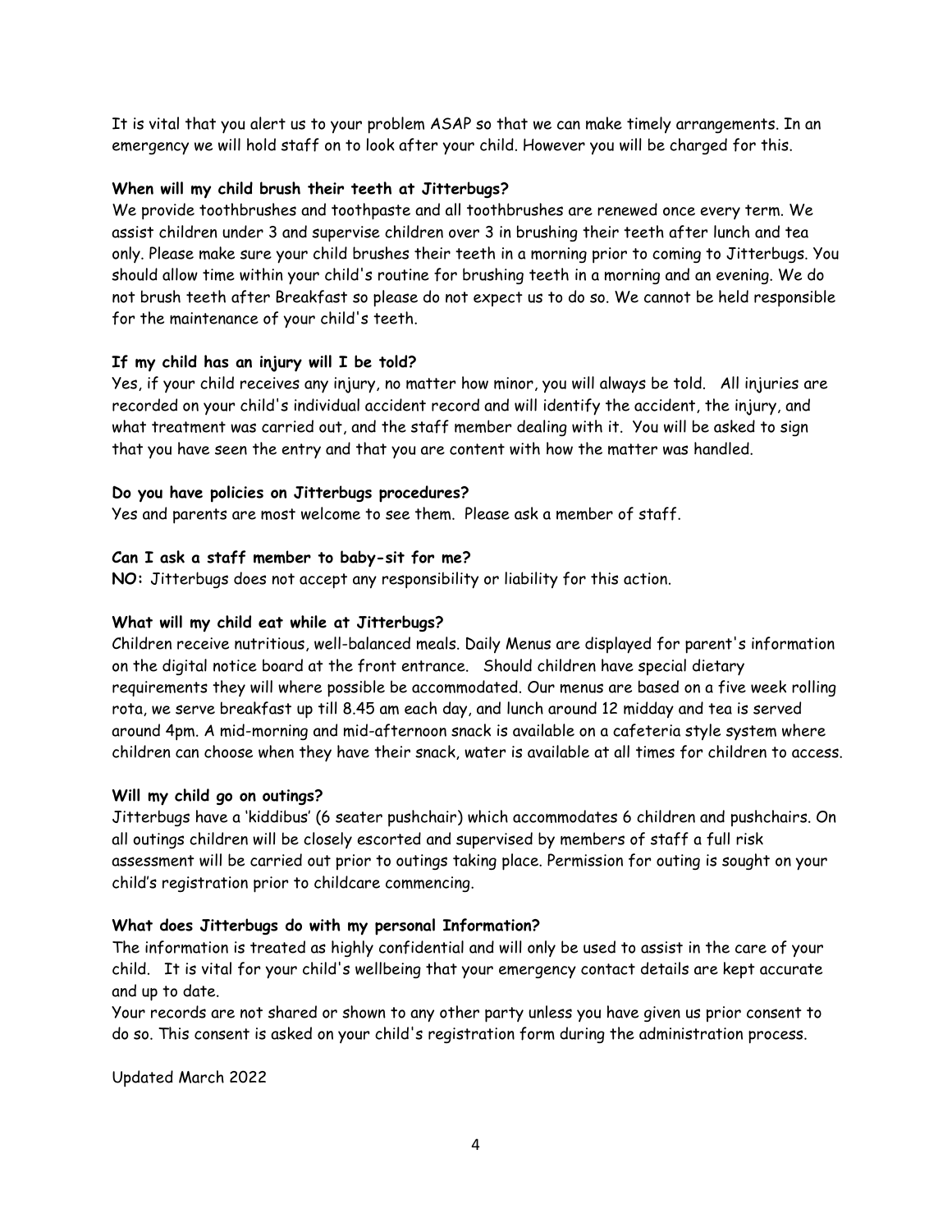It is vital that you alert us to your problem ASAP so that we can make timely arrangements. In an emergency we will hold staff on to look after your child. However you will be charged for this.

**When will my child brush their teeth at Jitterbugs?**

We provide toothbrushes and toothpaste and all toothbrushes are renewed once every term. We assist children under 3 and supervise children over 3 in brushing their teeth after lunch and tea only. Please make sure your child brushes their teeth in a morning prior to coming to Jitterbugs. You should allow time within your child's routine for brushing teeth in a morning and an evening. We do not brush teeth after Breakfast so please do not expect us to do so. We cannot be held responsible for the maintenance of your child's teeth.

**If my child has an injury will I be told?**

Yes, if your child receives any injury, no matter how minor, you will always be told. All injuries are recorded on your child's individual accident record and will identify the accident, the injury, and what treatment was carried out, and the staff member dealing with it. You will be asked to sign that you have seen the entry and that you are content with how the matter was handled.

**Do you have policies on Jitterbugs procedures?**

Yes and parents are most welcome to see them. Please ask a member of staff.

**Can I ask a staff member to baby-sit for me?**

**NO:** Jitterbugs does not accept any responsibility or liability for this action.

**What will my child eat while at Jitterbugs?**

Children receive nutritious, well-balanced meals. Daily Menus are displayed for parent's information on the digital notice board at the front entrance. Should children have special dietary requirements they will where possible be accommodated. Our menus are based on a five week rolling rota, we serve breakfast up till 8.45 am each day, and lunch around 12 midday and tea is served around 4pm. A mid-morning and mid-afternoon snack is available on a cafeteria style system where children can choose when they have their snack, water is available at all times for children to access.

**Will my child go on outings?**

Jitterbugs have a 'kiddibus' (6 seater pushchair) which accommodates 6 children and pushchairs. On all outings children will be closely escorted and supervised by members of staff a full risk assessment will be carried out prior to outings taking place. Permission for outing is sought on your child's registration prior to childcare commencing.

**What does Jitterbugs do with my personal Information?**

The information is treated as highly confidential and will only be used to assist in the care of your child. It is vital for your child's wellbeing that your emergency contact details are kept accurate and up to date.

Your records are not shared or shown to any other party unless you have given us prior consent to do so. This consent is asked on your child's registration form during the administration process.

Updated March 2022